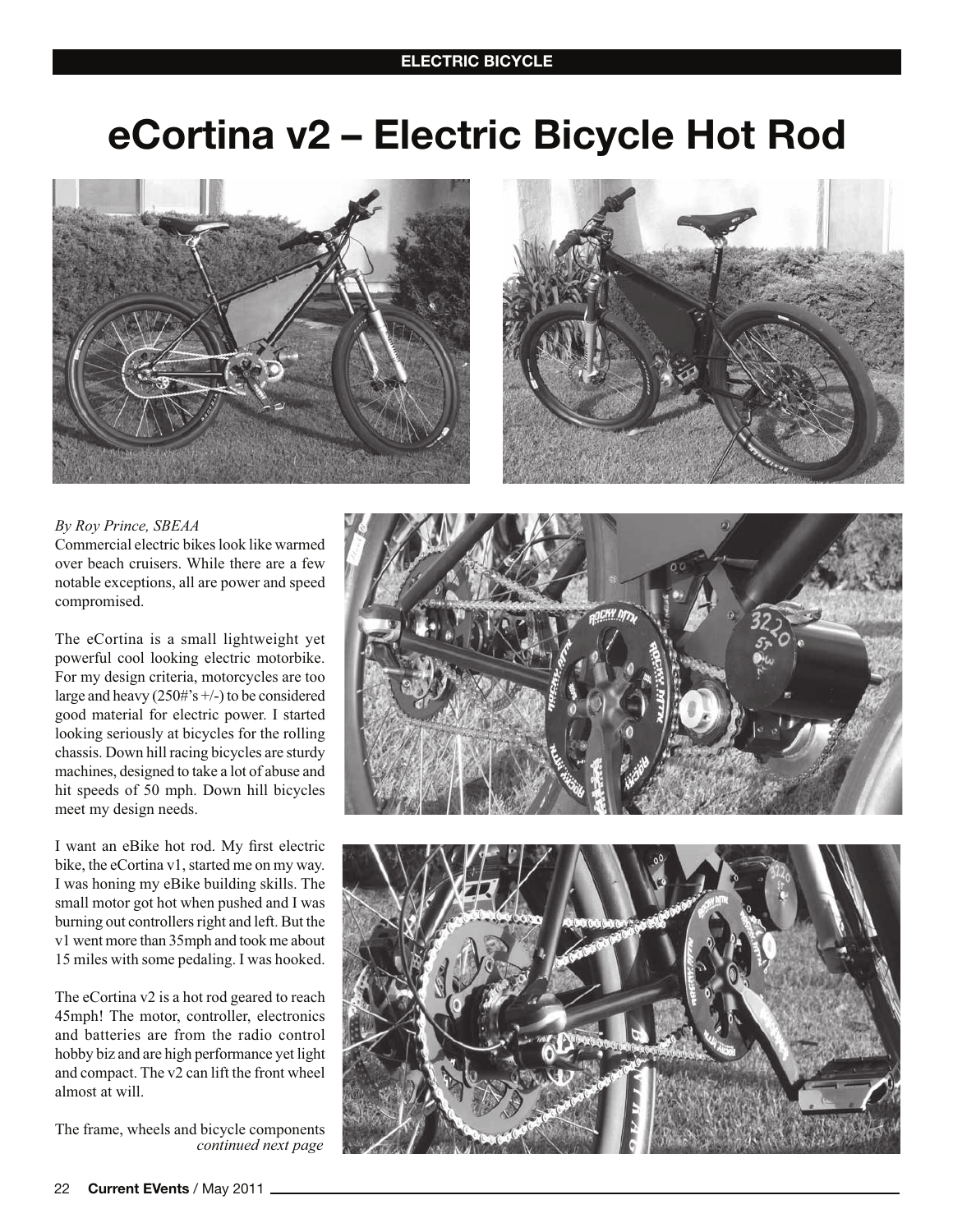ELECTRIC BICYCLE

# eCortina v2 – Electric Bicycle Hot Rod

*By Roy Prince, SBEAA*

Commercial electric bikes look like warmed over beach cruisers. While there are a few notable exceptions, all are power and speed compromised.

The eCortina is a small lightweight yet powerful cool looking electric motorbike. For my design criteria, motorcycles are too large and heavy (250#'s +/-) to be considered good material for electric power. I started looking seriously at bicycles for the rolling chassis. Down hill racing bicycles are sturdy machines, designed to take a lot of abuse and hit speeds of 50 mph. Down hill bicycles meet my design needs.

I want an eBike hot rod. My first electric bike, the eCortina v1, started me on my way. I was honing my eBike building skills. The small motor got hot when pushed and I was burning out controllers right and left. But the v1 went more than 35mph and took me about 15 miles with some pedaling. I was hooked.

The eCortina v2 is a hot rod geared to reach 45mph! The motor, controller, electronics and batteries are from the radio control hobby biz and are high performance yet light and compact. The v2 can lift the front wheel almost at will.

The frame, wheels and bicycle components
*continued next page*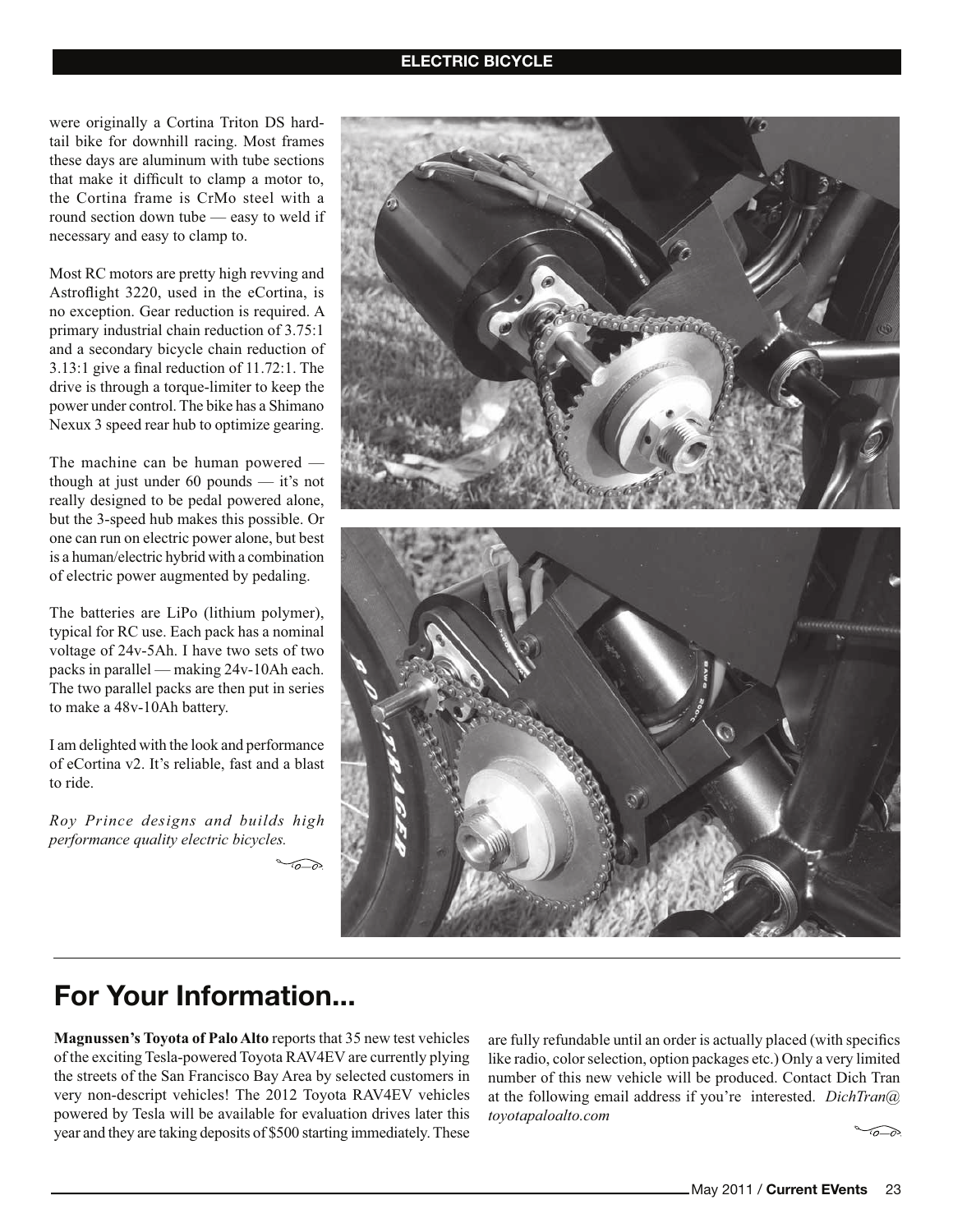were originally a Cortina Triton DS hardtail bike for downhill racing. Most frames these days are aluminum with tube sections that make it difficult to clamp a motor to, the Cortina frame is CrMo steel with a round section down tube — easy to weld if necessary and easy to clamp to.

Most RC motors are pretty high revving and Astroflight 3220, used in the eCortina, is no exception. Gear reduction is required. A primary industrial chain reduction of 3.75:1 and a secondary bicycle chain reduction of 3.13:1 give a final reduction of 11.72:1. The drive is through a torque-limiter to keep the power under control. The bike has a Shimano Nexux 3 speed rear hub to optimize gearing.

The machine can be human powered — though at just under 60 pounds — it's not really designed to be pedal powered alone, but the 3-speed hub makes this possible. Or one can run on electric power alone, but best is a human/electric hybrid with a combination of electric power augmented by pedaling.

The batteries are LiPo (lithium polymer), typical for RC use. Each pack has a nominal voltage of 24v-5Ah. I have two sets of two packs in parallel — making 24v-10Ah each. The two parallel packs are then put in series to make a 48v-10Ah battery.

I am delighted with the look and performance of eCortina v2. It's reliable, fast and a blast to ride.

*Roy Prince designs and builds high performance quality electric bicycles.*

## For Your Information...

**Magnussen's Toyota of Palo Alto** reports that 35 new test vehicles of the exciting Tesla-powered Toyota RAV4EV are currently plying the streets of the San Francisco Bay Area by selected customers in very non-descript vehicles! The 2012 Toyota RAV4EV vehicles powered by Tesla will be available for evaluation drives later this year and they are taking deposits of $500 starting immediately. These are fully refundable until an order is actually placed (with specifics like radio, color selection, option packages etc.) Only a very limited number of this new vehicle will be produced. Contact Dich Tran at the following email address if you're interested. *DichTran@toyotapaloalto.com*